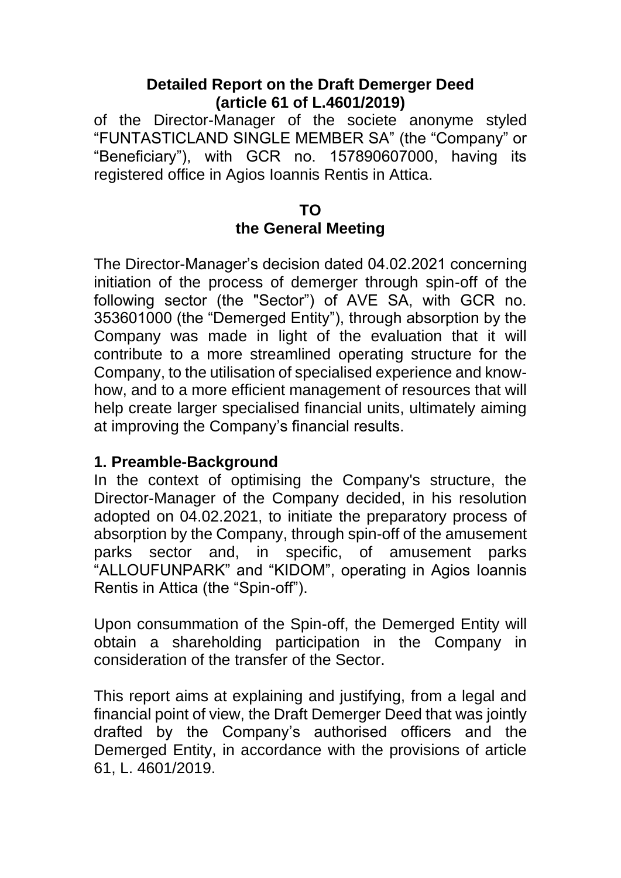# Detailed Report on the Draft Demerger Deed (article 61 of L.4601/2019)

of the Director-Manager of the societe anonyme styled "FUNTASTICLAND SINGLE MEMBER SA" (the "Company" or "Beneficiary"), with GCR no. 157890607000, having its registered office in Agios Ioannis Rentis in Attica.

**TO**
**the General Meeting**

The Director-Manager's decision dated 04.02.2021 concerning initiation of the process of demerger through spin-off of the following sector (the "Sector") of AVE SA, with GCR no. 353601000 (the "Demerged Entity"), through absorption by the Company was made in light of the evaluation that it will contribute to a more streamlined operating structure for the Company, to the utilisation of specialised experience and know-how, and to a more efficient management of resources that will help create larger specialised financial units, ultimately aiming at improving the Company's financial results.

## 1. Preamble-Background

In the context of optimising the Company's structure, the Director-Manager of the Company decided, in his resolution adopted on 04.02.2021, to initiate the preparatory process of absorption by the Company, through spin-off of the amusement parks sector and, in specific, of amusement parks "ALLOUFUNPARK" and "KIDOM", operating in Agios Ioannis Rentis in Attica (the "Spin-off").

Upon consummation of the Spin-off, the Demerged Entity will obtain a shareholding participation in the Company in consideration of the transfer of the Sector.

This report aims at explaining and justifying, from a legal and financial point of view, the Draft Demerger Deed that was jointly drafted by the Company's authorised officers and the Demerged Entity, in accordance with the provisions of article 61, L. 4601/2019.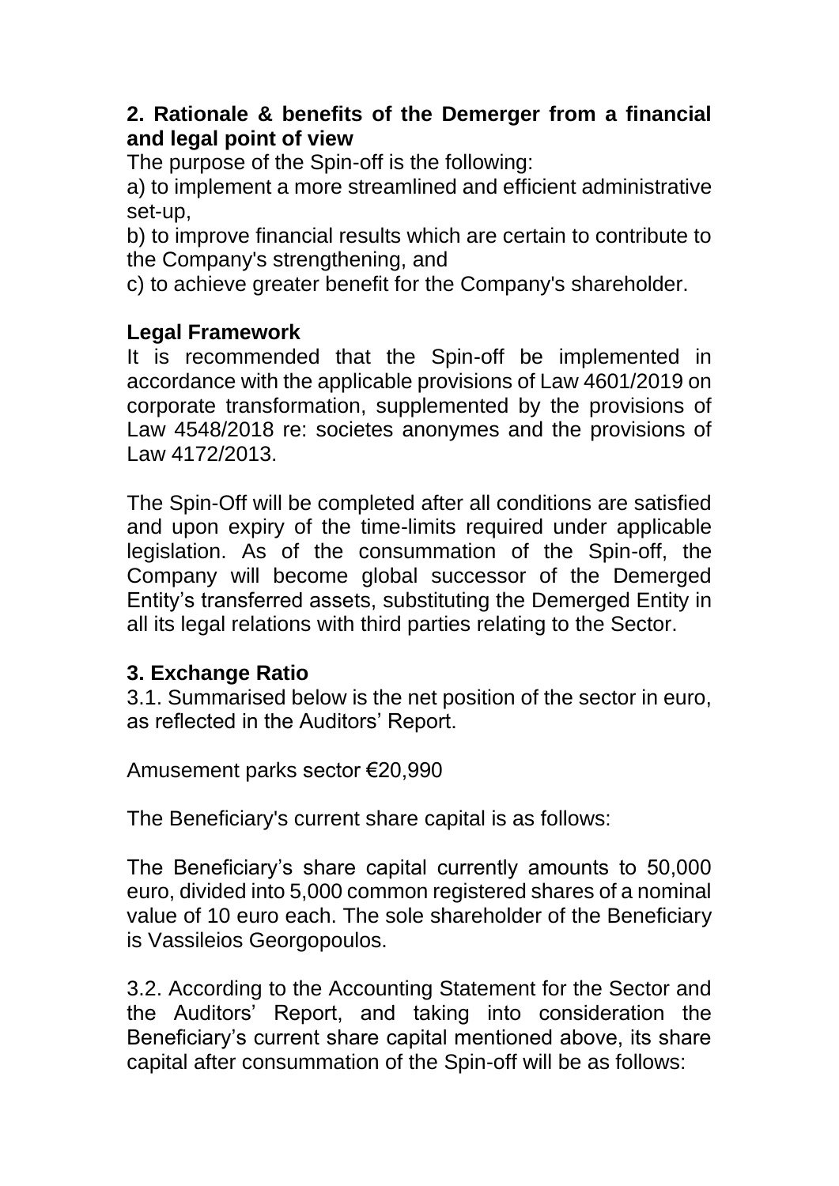## 2. Rationale & benefits of the Demerger from a financial and legal point of view

The purpose of the Spin-off is the following:

a) to implement a more streamlined and efficient administrative set-up,

b) to improve financial results which are certain to contribute to the Company's strengthening, and

c) to achieve greater benefit for the Company's shareholder.

## Legal Framework

It is recommended that the Spin-off be implemented in accordance with the applicable provisions of Law 4601/2019 on corporate transformation, supplemented by the provisions of Law 4548/2018 re: societes anonymes and the provisions of Law 4172/2013.

The Spin-Off will be completed after all conditions are satisfied and upon expiry of the time-limits required under applicable legislation. As of the consummation of the Spin-off, the Company will become global successor of the Demerged Entity's transferred assets, substituting the Demerged Entity in all its legal relations with third parties relating to the Sector.

## 3. Exchange Ratio

3.1. Summarised below is the net position of the sector in euro, as reflected in the Auditors' Report.

Amusement parks sector €20,990

The Beneficiary's current share capital is as follows:

The Beneficiary's share capital currently amounts to 50,000 euro, divided into 5,000 common registered shares of a nominal value of 10 euro each. The sole shareholder of the Beneficiary is Vassileios Georgopoulos.

3.2. According to the Accounting Statement for the Sector and the Auditors' Report, and taking into consideration the Beneficiary's current share capital mentioned above, its share capital after consummation of the Spin-off will be as follows: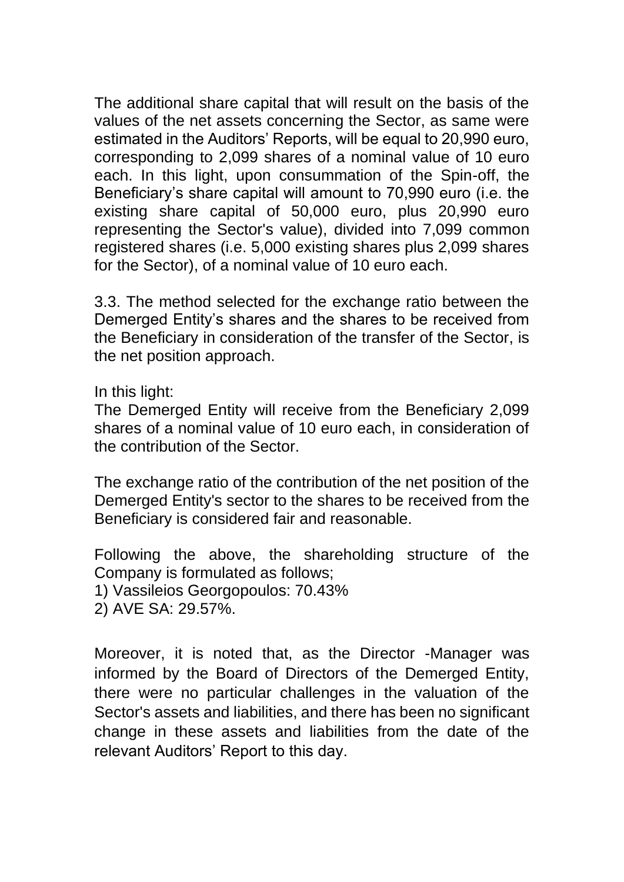The additional share capital that will result on the basis of the values of the net assets concerning the Sector, as same were estimated in the Auditors' Reports, will be equal to 20,990 euro, corresponding to 2,099 shares of a nominal value of 10 euro each. In this light, upon consummation of the Spin-off, the Beneficiary's share capital will amount to 70,990 euro (i.e. the existing share capital of 50,000 euro, plus 20,990 euro representing the Sector's value), divided into 7,099 common registered shares (i.e. 5,000 existing shares plus 2,099 shares for the Sector), of a nominal value of 10 euro each.

3.3. The method selected for the exchange ratio between the Demerged Entity's shares and the shares to be received from the Beneficiary in consideration of the transfer of the Sector, is the net position approach.

In this light:
The Demerged Entity will receive from the Beneficiary 2,099 shares of a nominal value of 10 euro each, in consideration of the contribution of the Sector.

The exchange ratio of the contribution of the net position of the Demerged Entity's sector to the shares to be received from the Beneficiary is considered fair and reasonable.

Following the above, the shareholding structure of the Company is formulated as follows;
1) Vassileios Georgopoulos: 70.43%
2) AVE SA: 29.57%.

Moreover, it is noted that, as the Director -Manager was informed by the Board of Directors of the Demerged Entity, there were no particular challenges in the valuation of the Sector's assets and liabilities, and there has been no significant change in these assets and liabilities from the date of the relevant Auditors' Report to this day.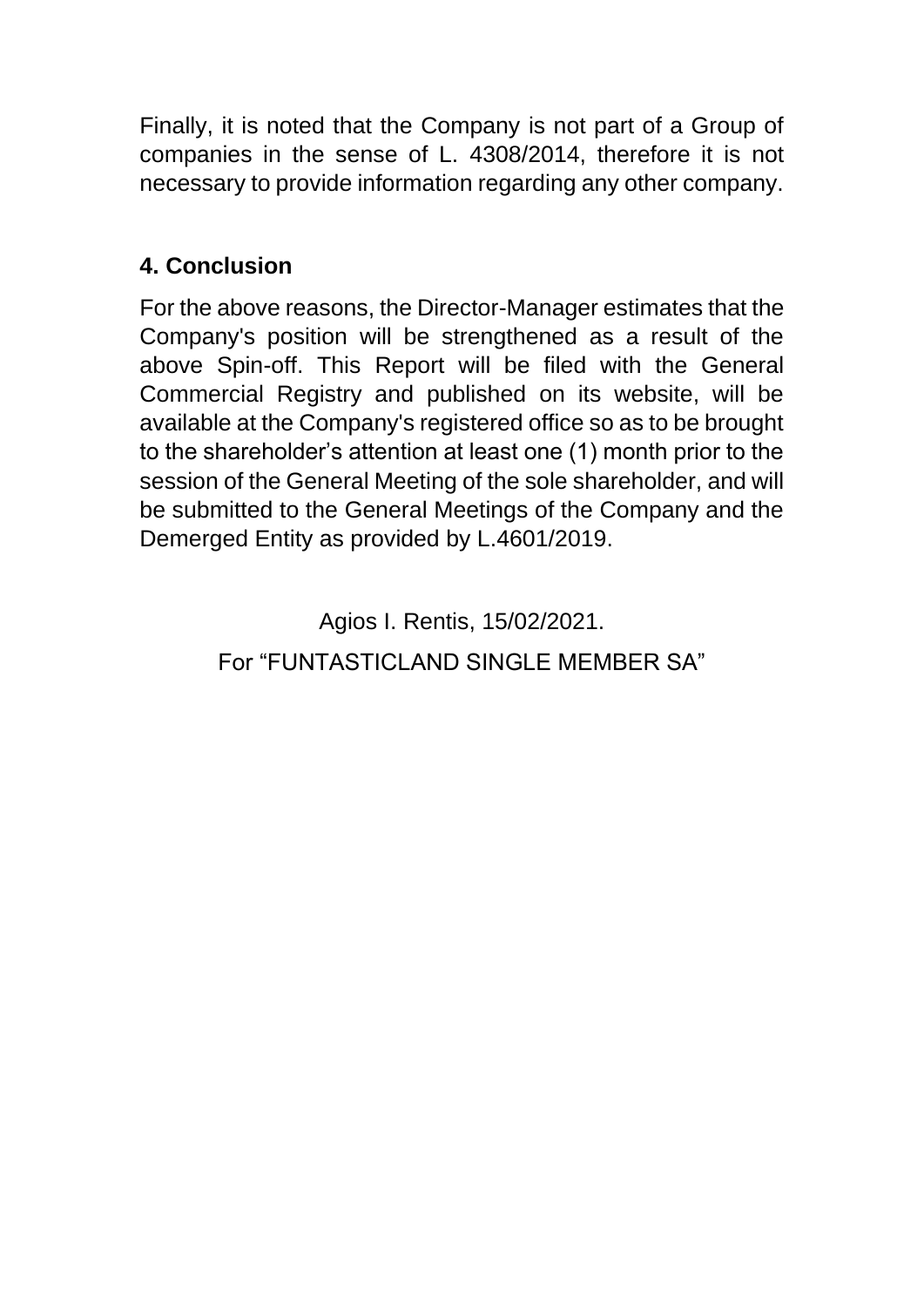Finally, it is noted that the Company is not part of a Group of companies in the sense of L. 4308/2014, therefore it is not necessary to provide information regarding any other company.

## 4. Conclusion

For the above reasons, the Director-Manager estimates that the Company's position will be strengthened as a result of the above Spin-off. This Report will be filed with the General Commercial Registry and published on its website, will be available at the Company's registered office so as to be brought to the shareholder's attention at least one (1) month prior to the session of the General Meeting of the sole shareholder, and will be submitted to the General Meetings of the Company and the Demerged Entity as provided by L.4601/2019.

Agios I. Rentis, 15/02/2021.

For "FUNTASTICLAND SINGLE MEMBER SA"